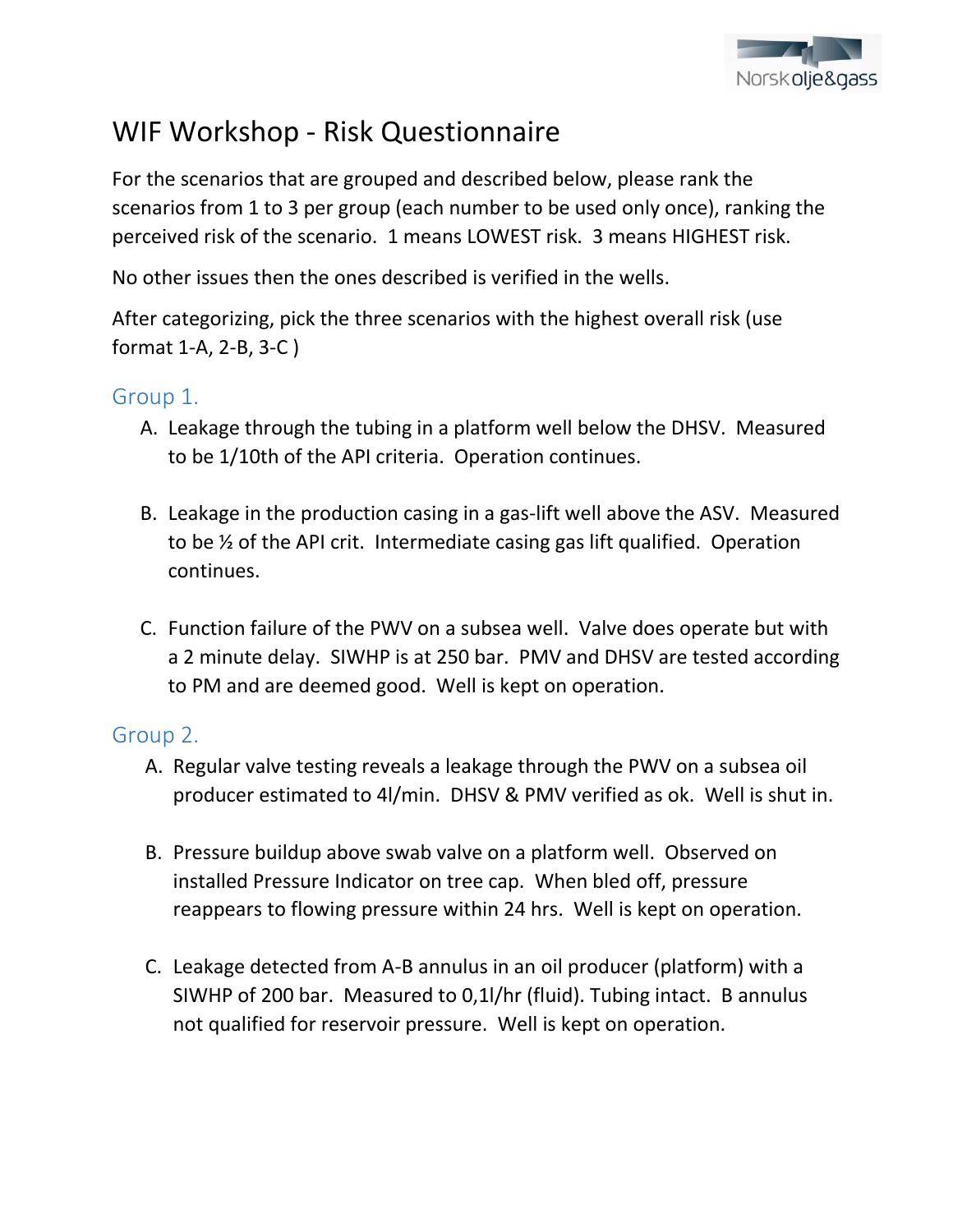# WIF Workshop - Risk Questionnaire

For the scenarios that are grouped and described below, please rank the scenarios from 1 to 3 per group (each number to be used only once), ranking the perceived risk of the scenario. 1 means LOWEST risk. 3 means HIGHEST risk.

No other issues then the ones described is verified in the wells.

After categorizing, pick the three scenarios with the highest overall risk (use format 1-A, 2-B, 3-C )

## Group 1.

A. Leakage through the tubing in a platform well below the DHSV. Measured to be 1/10th of the API criteria. Operation continues.

B. Leakage in the production casing in a gas-lift well above the ASV. Measured to be ½ of the API crit. Intermediate casing gas lift qualified. Operation continues.

C. Function failure of the PWV on a subsea well. Valve does operate but with a 2 minute delay. SIWHP is at 250 bar. PMV and DHSV are tested according to PM and are deemed good. Well is kept on operation.

## Group 2.

A. Regular valve testing reveals a leakage through the PWV on a subsea oil producer estimated to 4l/min. DHSV & PMV verified as ok. Well is shut in.

B. Pressure buildup above swab valve on a platform well. Observed on installed Pressure Indicator on tree cap. When bled off, pressure reappears to flowing pressure within 24 hrs. Well is kept on operation.

C. Leakage detected from A-B annulus in an oil producer (platform) with a SIWHP of 200 bar. Measured to 0,1l/hr (fluid). Tubing intact. B annulus not qualified for reservoir pressure. Well is kept on operation.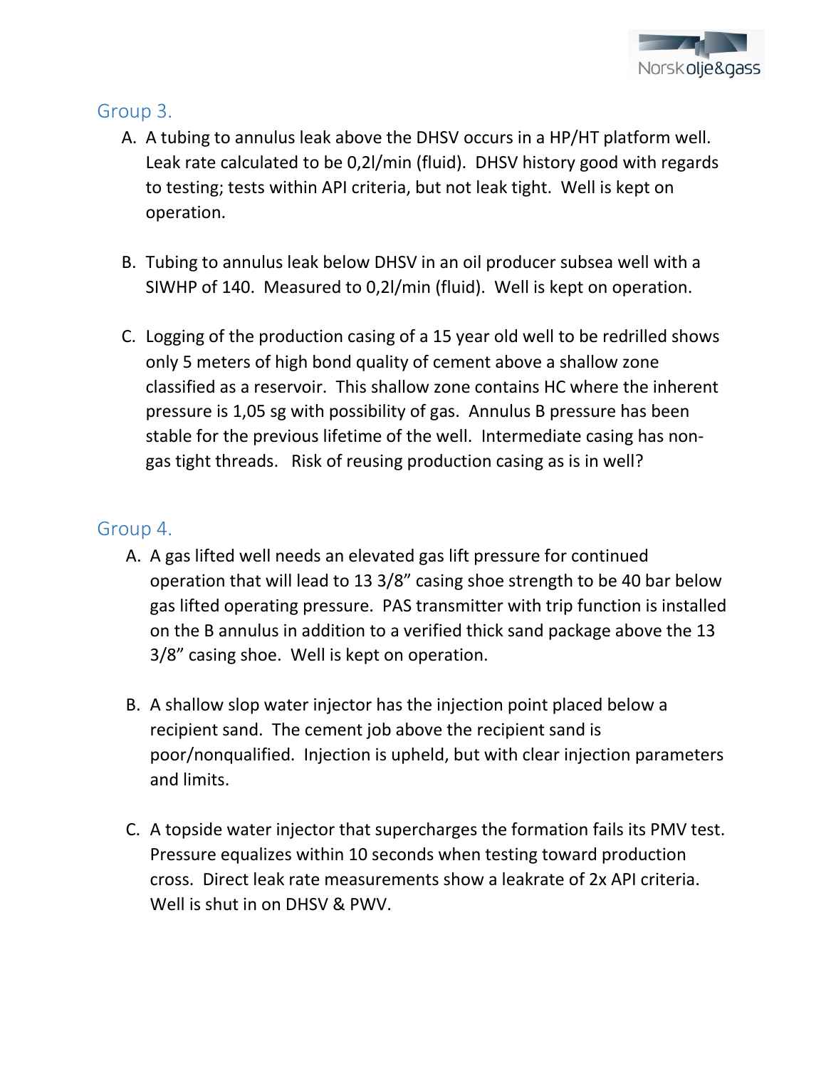## Group 3.

A. A tubing to annulus leak above the DHSV occurs in a HP/HT platform well. Leak rate calculated to be 0,2l/min (fluid). DHSV history good with regards to testing; tests within API criteria, but not leak tight. Well is kept on operation.

B. Tubing to annulus leak below DHSV in an oil producer subsea well with a SIWHP of 140. Measured to 0,2l/min (fluid). Well is kept on operation.

C. Logging of the production casing of a 15 year old well to be redrilled shows only 5 meters of high bond quality of cement above a shallow zone classified as a reservoir. This shallow zone contains HC where the inherent pressure is 1,05 sg with possibility of gas. Annulus B pressure has been stable for the previous lifetime of the well. Intermediate casing has non-gas tight threads. Risk of reusing production casing as is in well?

## Group 4.

A. A gas lifted well needs an elevated gas lift pressure for continued operation that will lead to 13 3/8" casing shoe strength to be 40 bar below gas lifted operating pressure. PAS transmitter with trip function is installed on the B annulus in addition to a verified thick sand package above the 13 3/8" casing shoe. Well is kept on operation.

B. A shallow slop water injector has the injection point placed below a recipient sand. The cement job above the recipient sand is poor/nonqualified. Injection is upheld, but with clear injection parameters and limits.

C. A topside water injector that supercharges the formation fails its PMV test. Pressure equalizes within 10 seconds when testing toward production cross. Direct leak rate measurements show a leakrate of 2x API criteria. Well is shut in on DHSV & PWV.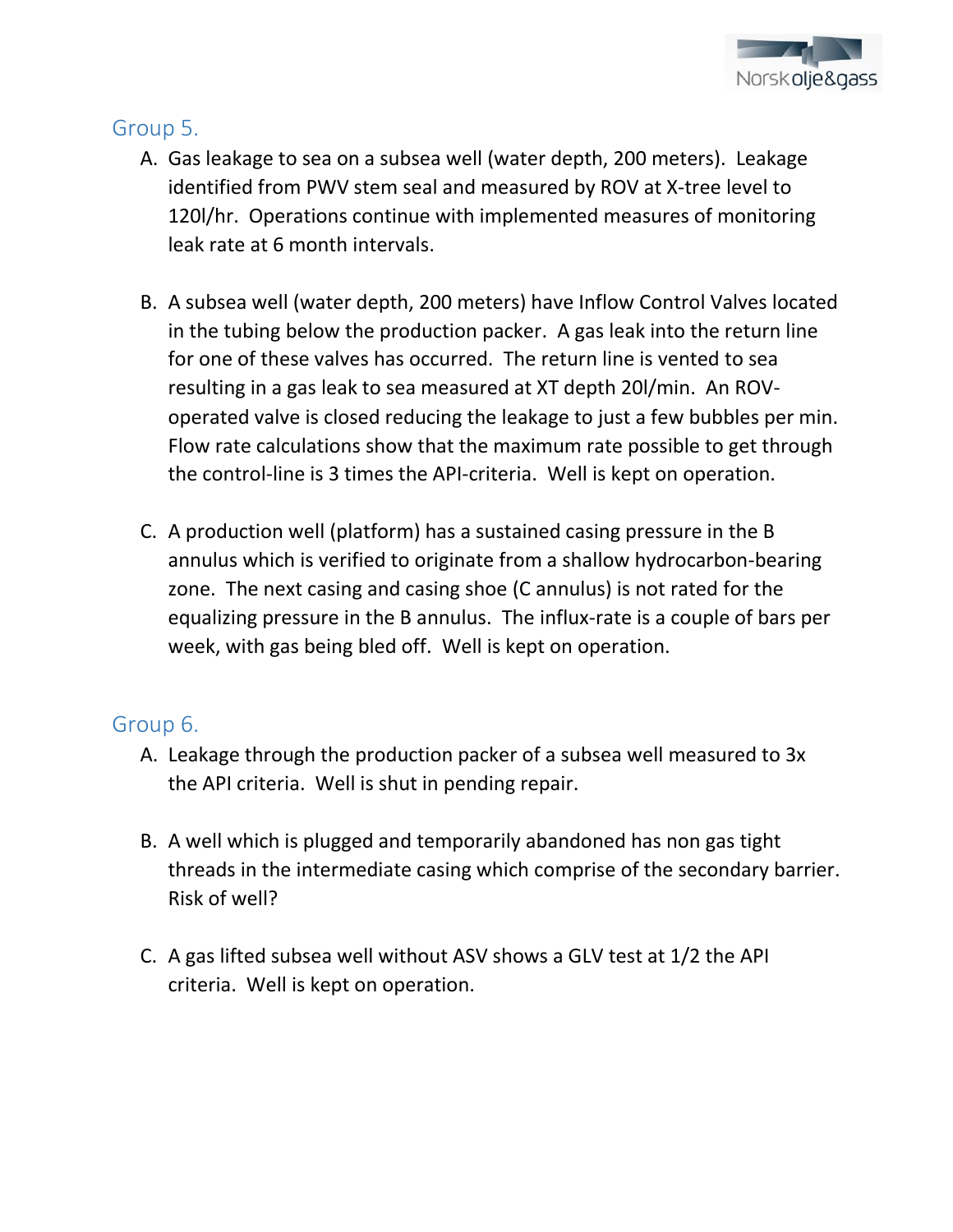## Group 5.

A. Gas leakage to sea on a subsea well (water depth, 200 meters). Leakage identified from PWV stem seal and measured by ROV at X-tree level to 120l/hr. Operations continue with implemented measures of monitoring leak rate at 6 month intervals.

B. A subsea well (water depth, 200 meters) have Inflow Control Valves located in the tubing below the production packer. A gas leak into the return line for one of these valves has occurred. The return line is vented to sea resulting in a gas leak to sea measured at XT depth 20l/min. An ROV-operated valve is closed reducing the leakage to just a few bubbles per min. Flow rate calculations show that the maximum rate possible to get through the control-line is 3 times the API-criteria. Well is kept on operation.

C. A production well (platform) has a sustained casing pressure in the B annulus which is verified to originate from a shallow hydrocarbon-bearing zone. The next casing and casing shoe (C annulus) is not rated for the equalizing pressure in the B annulus. The influx-rate is a couple of bars per week, with gas being bled off. Well is kept on operation.

## Group 6.

A. Leakage through the production packer of a subsea well measured to 3x the API criteria. Well is shut in pending repair.

B. A well which is plugged and temporarily abandoned has non gas tight threads in the intermediate casing which comprise of the secondary barrier. Risk of well?

C. A gas lifted subsea well without ASV shows a GLV test at 1/2 the API criteria. Well is kept on operation.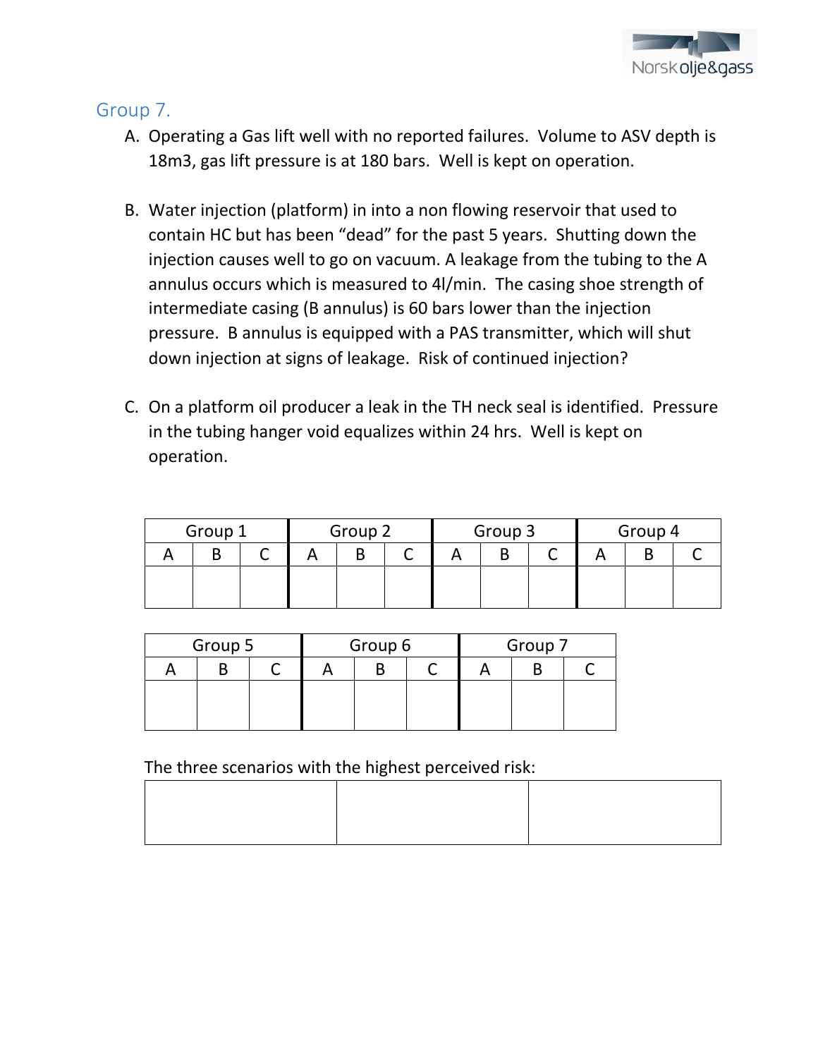## Group 7.

A. Operating a Gas lift well with no reported failures. Volume to ASV depth is 18m3, gas lift pressure is at 180 bars. Well is kept on operation.

B. Water injection (platform) in into a non flowing reservoir that used to contain HC but has been "dead" for the past 5 years. Shutting down the injection causes well to go on vacuum. A leakage from the tubing to the A annulus occurs which is measured to 4l/min. The casing shoe strength of intermediate casing (B annulus) is 60 bars lower than the injection pressure. B annulus is equipped with a PAS transmitter, which will shut down injection at signs of leakage. Risk of continued injection?

C. On a platform oil producer a leak in the TH neck seal is identified. Pressure in the tubing hanger void equalizes within 24 hrs. Well is kept on operation.

| Group 1 | | | Group 2 | | | Group 3 | | | Group 4 | | |
|---|---|---|---|---|---|---|---|---|---|---|---|
| A | B | C | A | B | C | A | B | C | A | B | C |
| | | | | | | | | | | | |

| Group 5 | | | Group 6 | | | Group 7 | | |
|---|---|---|---|---|---|---|---|---|
| A | B | C | A | B | C | A | B | C |
| | | | | | | | | |

The three scenarios with the highest perceived risk:

| | | |
|---|---|---|
| | | |